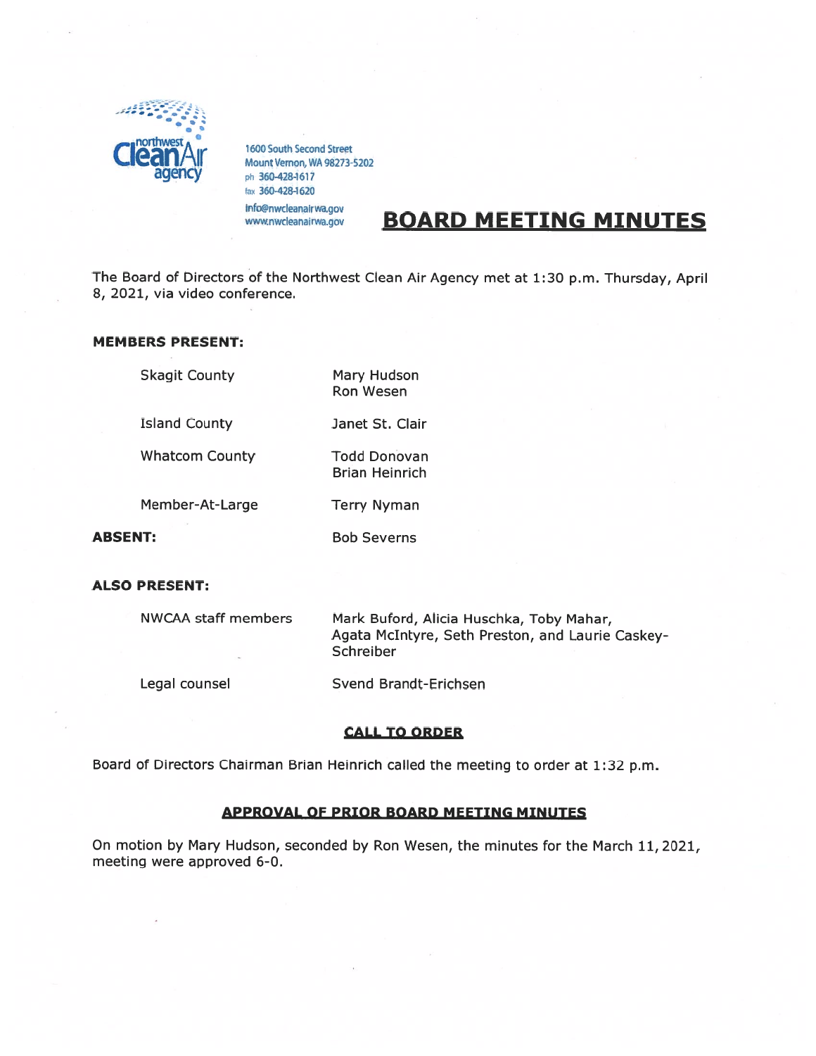northwest Clean Air agency

1600 South Second Street
Mount Vernon, WA 98273-5202
ph 360-428-1617
fax 360-428-1620
info@nwcleanairwa.gov
www.nwcleanairwa.gov

# BOARD MEETING MINUTES

The Board of Directors of the Northwest Clean Air Agency met at 1:30 p.m. Thursday, April 8, 2021, via video conference.

**MEMBERS PRESENT:**

| | |
|---|---|
| Skagit County | Mary Hudson<br>Ron Wesen |
| Island County | Janet St. Clair |
| Whatcom County | Todd Donovan<br>Brian Heinrich |
| Member-At-Large | Terry Nyman |
| **ABSENT:** | Bob Severns |

**ALSO PRESENT:**

| | |
|---|---|
| NWCAA staff members | Mark Buford, Alicia Huschka, Toby Mahar, Agata McIntyre, Seth Preston, and Laurie Caskey-Schreiber |
| Legal counsel | Svend Brandt-Erichsen |

## CALL TO ORDER

Board of Directors Chairman Brian Heinrich called the meeting to order at 1:32 p.m.

## APPROVAL OF PRIOR BOARD MEETING MINUTES

On motion by Mary Hudson, seconded by Ron Wesen, the minutes for the March 11, 2021, meeting were approved 6-0.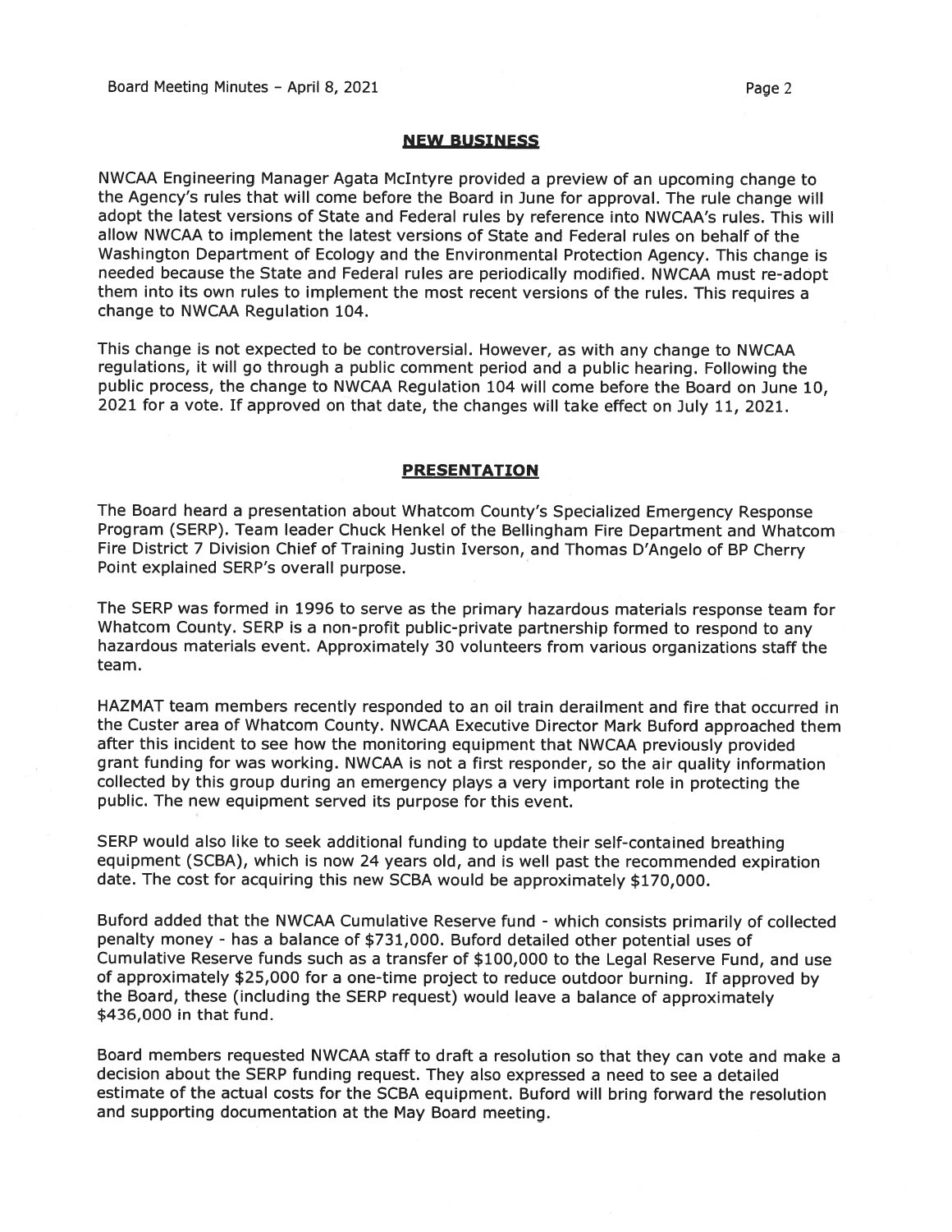## NEW BUSINESS

NWCAA Engineering Manager Agata McIntyre provided a preview of an upcoming change to the Agency's rules that will come before the Board in June for approval. The rule change will adopt the latest versions of State and Federal rules by reference into NWCAA's rules. This will allow NWCAA to implement the latest versions of State and Federal rules on behalf of the Washington Department of Ecology and the Environmental Protection Agency. This change is needed because the State and Federal rules are periodically modified. NWCAA must re-adopt them into its own rules to implement the most recent versions of the rules. This requires a change to NWCAA Regulation 104.

This change is not expected to be controversial. However, as with any change to NWCAA regulations, it will go through a public comment period and a public hearing. Following the public process, the change to NWCAA Regulation 104 will come before the Board on June 10, 2021 for a vote. If approved on that date, the changes will take effect on July 11, 2021.

## PRESENTATION

The Board heard a presentation about Whatcom County's Specialized Emergency Response Program (SERP). Team leader Chuck Henkel of the Bellingham Fire Department and Whatcom Fire District 7 Division Chief of Training Justin Iverson, and Thomas D'Angelo of BP Cherry Point explained SERP's overall purpose.

The SERP was formed in 1996 to serve as the primary hazardous materials response team for Whatcom County. SERP is a non-profit public-private partnership formed to respond to any hazardous materials event. Approximately 30 volunteers from various organizations staff the team.

HAZMAT team members recently responded to an oil train derailment and fire that occurred in the Custer area of Whatcom County. NWCAA Executive Director Mark Buford approached them after this incident to see how the monitoring equipment that NWCAA previously provided grant funding for was working. NWCAA is not a first responder, so the air quality information collected by this group during an emergency plays a very important role in protecting the public. The new equipment served its purpose for this event.

SERP would also like to seek additional funding to update their self-contained breathing equipment (SCBA), which is now 24 years old, and is well past the recommended expiration date. The cost for acquiring this new SCBA would be approximately $170,000.

Buford added that the NWCAA Cumulative Reserve fund - which consists primarily of collected penalty money - has a balance of $731,000. Buford detailed other potential uses of Cumulative Reserve funds such as a transfer of $100,000 to the Legal Reserve Fund, and use of approximately $25,000 for a one-time project to reduce outdoor burning. If approved by the Board, these (including the SERP request) would leave a balance of approximately $436,000 in that fund.

Board members requested NWCAA staff to draft a resolution so that they can vote and make a decision about the SERP funding request. They also expressed a need to see a detailed estimate of the actual costs for the SCBA equipment. Buford will bring forward the resolution and supporting documentation at the May Board meeting.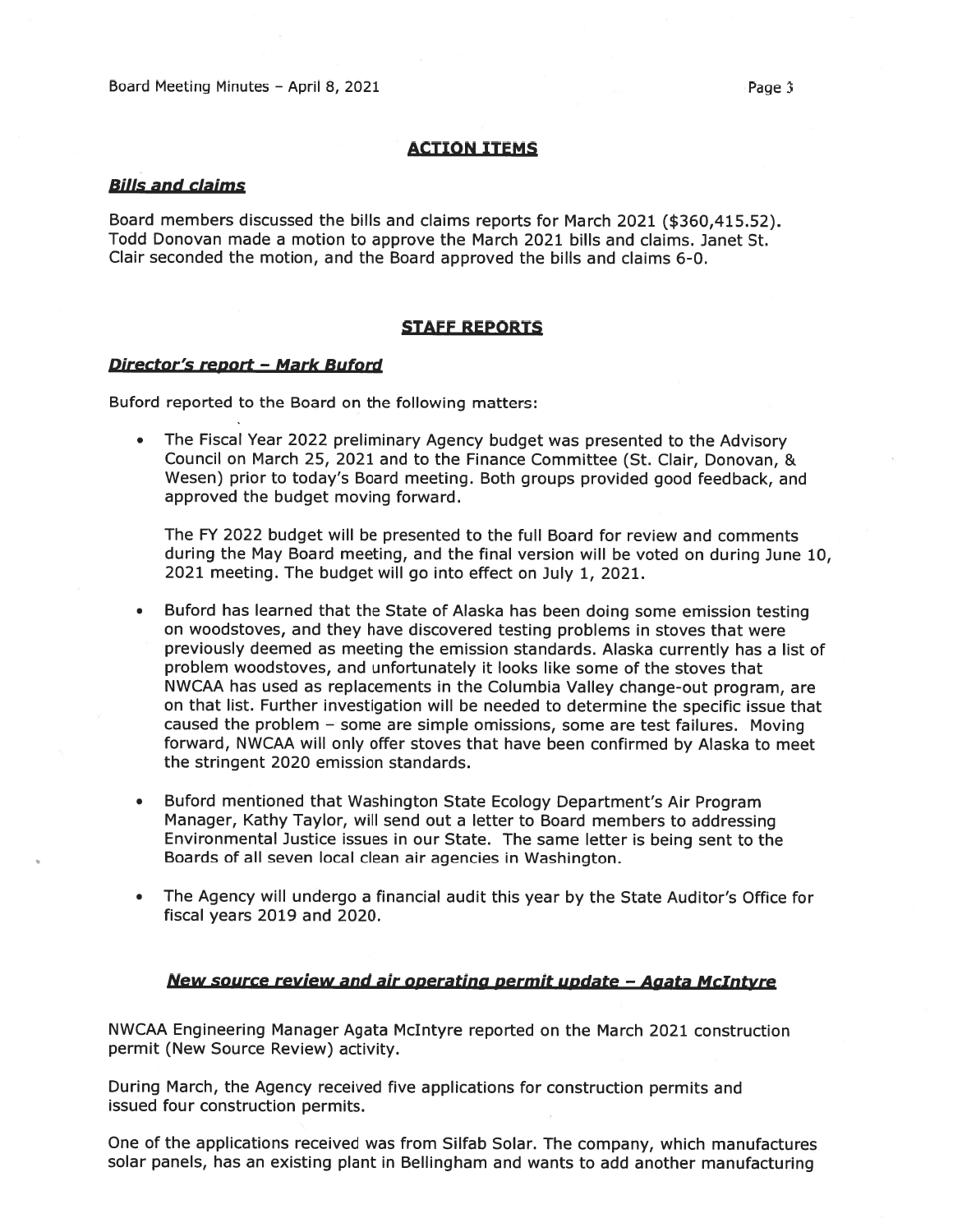## ACTION ITEMS

### *Bills and claims*

Board members discussed the bills and claims reports for March 2021 ($360,415.52). Todd Donovan made a motion to approve the March 2021 bills and claims. Janet St. Clair seconded the motion, and the Board approved the bills and claims 6-0.

## STAFF REPORTS

### *Director's report – Mark Buford*

Buford reported to the Board on the following matters:

- The Fiscal Year 2022 preliminary Agency budget was presented to the Advisory Council on March 25, 2021 and to the Finance Committee (St. Clair, Donovan, & Wesen) prior to today's Board meeting. Both groups provided good feedback, and approved the budget moving forward.

  The FY 2022 budget will be presented to the full Board for review and comments during the May Board meeting, and the final version will be voted on during June 10, 2021 meeting. The budget will go into effect on July 1, 2021.

- Buford has learned that the State of Alaska has been doing some emission testing on woodstoves, and they have discovered testing problems in stoves that were previously deemed as meeting the emission standards. Alaska currently has a list of problem woodstoves, and unfortunately it looks like some of the stoves that NWCAA has used as replacements in the Columbia Valley change-out program, are on that list. Further investigation will be needed to determine the specific issue that caused the problem – some are simple omissions, some are test failures. Moving forward, NWCAA will only offer stoves that have been confirmed by Alaska to meet the stringent 2020 emission standards.

- Buford mentioned that Washington State Ecology Department's Air Program Manager, Kathy Taylor, will send out a letter to Board members to addressing Environmental Justice issues in our State. The same letter is being sent to the Boards of all seven local clean air agencies in Washington.

- The Agency will undergo a financial audit this year by the State Auditor's Office for fiscal years 2019 and 2020.

### *New source review and air operating permit update – Agata McIntyre*

NWCAA Engineering Manager Agata McIntyre reported on the March 2021 construction permit (New Source Review) activity.

During March, the Agency received five applications for construction permits and issued four construction permits.

One of the applications received was from Silfab Solar. The company, which manufactures solar panels, has an existing plant in Bellingham and wants to add another manufacturing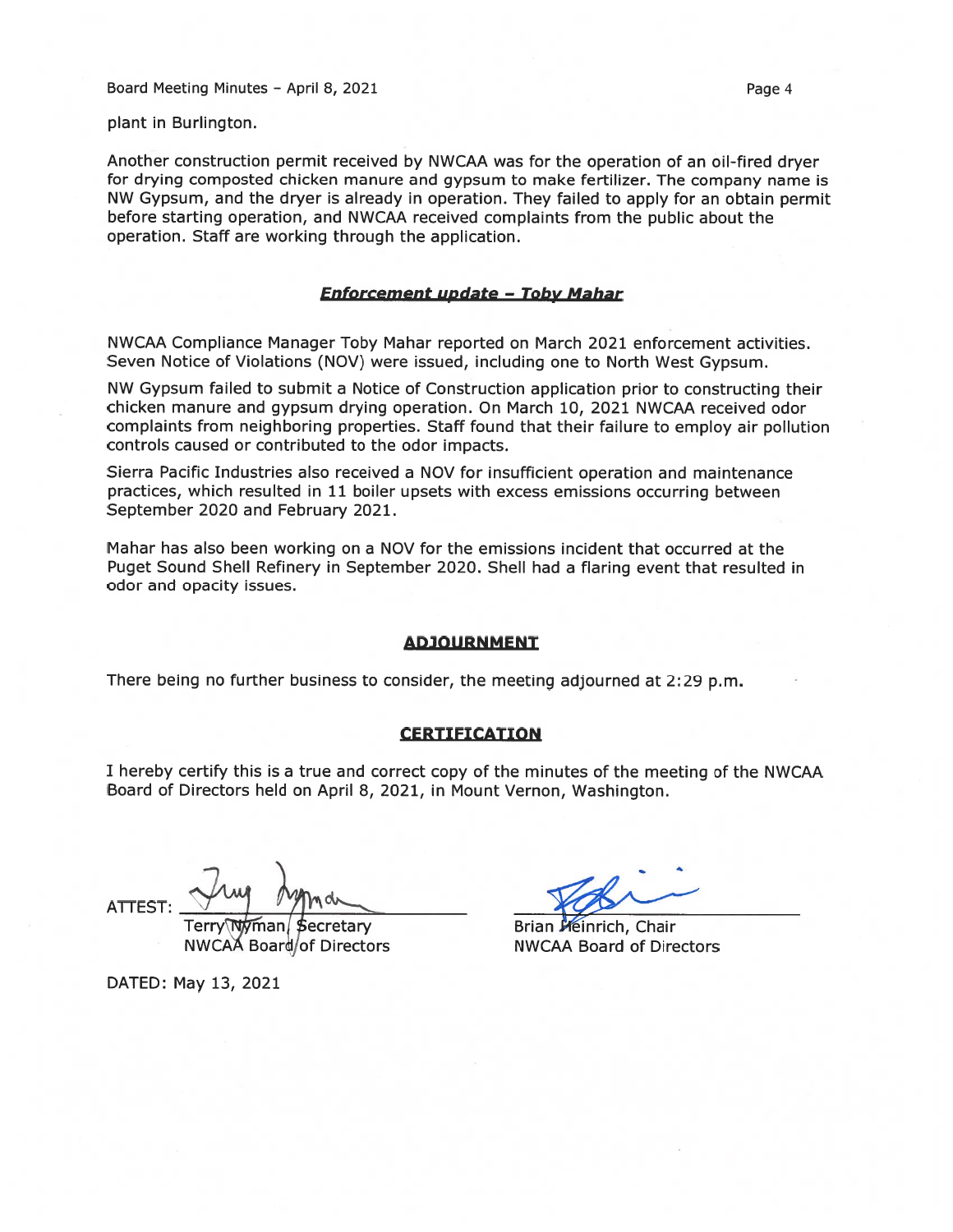plant in Burlington.

Another construction permit received by NWCAA was for the operation of an oil-fired dryer for drying composted chicken manure and gypsum to make fertilizer. The company name is NW Gypsum, and the dryer is already in operation. They failed to apply for an obtain permit before starting operation, and NWCAA received complaints from the public about the operation. Staff are working through the application.

### ***Enforcement update – Toby Mahar***

NWCAA Compliance Manager Toby Mahar reported on March 2021 enforcement activities. Seven Notice of Violations (NOV) were issued, including one to North West Gypsum.

NW Gypsum failed to submit a Notice of Construction application prior to constructing their chicken manure and gypsum drying operation. On March 10, 2021 NWCAA received odor complaints from neighboring properties. Staff found that their failure to employ air pollution controls caused or contributed to the odor impacts.

Sierra Pacific Industries also received a NOV for insufficient operation and maintenance practices, which resulted in 11 boiler upsets with excess emissions occurring between September 2020 and February 2021.

Mahar has also been working on a NOV for the emissions incident that occurred at the Puget Sound Shell Refinery in September 2020. Shell had a flaring event that resulted in odor and opacity issues.

## ADJOURNMENT

There being no further business to consider, the meeting adjourned at 2:29 p.m.

## CERTIFICATION

I hereby certify this is a true and correct copy of the minutes of the meeting of the NWCAA Board of Directors held on April 8, 2021, in Mount Vernon, Washington.

ATTEST: ______________________
Terry Nyman, Secretary
NWCAA Board of Directors

______________________
Brian Heinrich, Chair
NWCAA Board of Directors

DATED: May 13, 2021